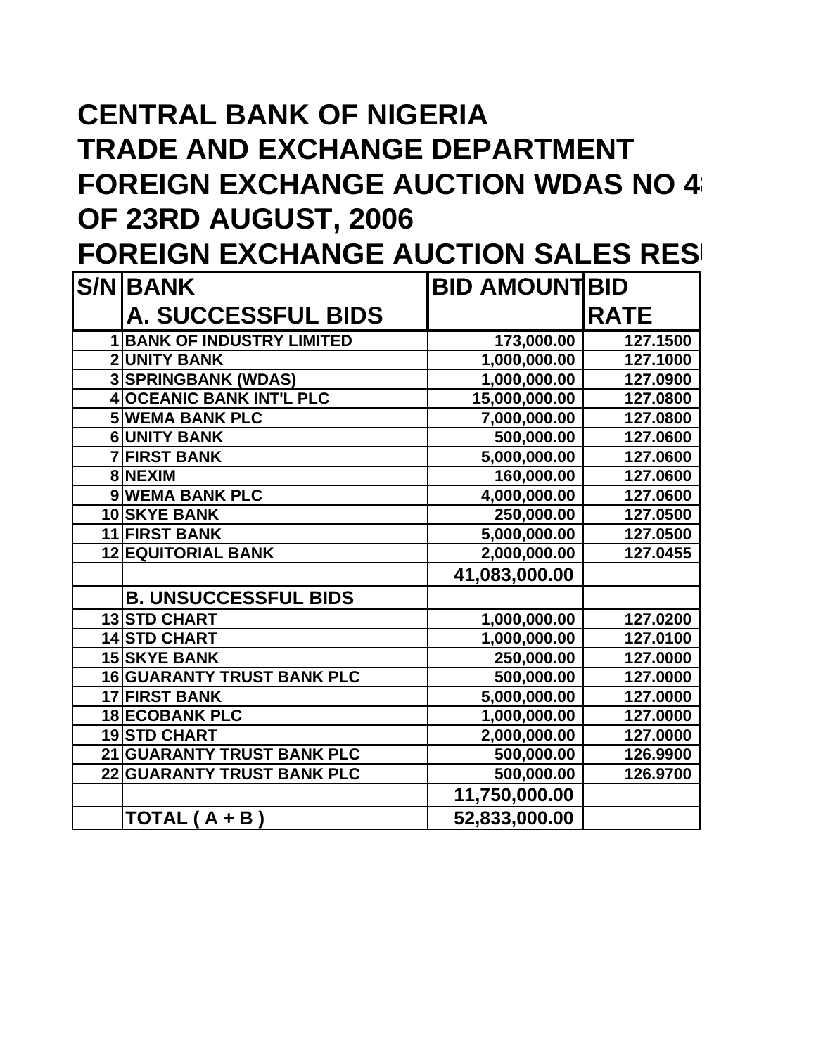# CENTRAL BANK OF NIGERIA

# TRADE AND EXCHANGE DEPARTMENT

# FOREIGN EXCHANGE AUCTION WDAS NO 4

# OF 23RD AUGUST, 2006

# FOREIGN EXCHANGE AUCTION SALES RES

| S/N | BANK | BID AMOUNT | BID |
|---|---|---|---|
| | **A. SUCCESSFUL BIDS** | | **RATE** |
| 1 | BANK OF INDUSTRY LIMITED | 173,000.00 | 127.1500 |
| 2 | UNITY BANK | 1,000,000.00 | 127.1000 |
| 3 | SPRINGBANK (WDAS) | 1,000,000.00 | 127.0900 |
| 4 | OCEANIC BANK INT'L PLC | 15,000,000.00 | 127.0800 |
| 5 | WEMA BANK PLC | 7,000,000.00 | 127.0800 |
| 6 | UNITY BANK | 500,000.00 | 127.0600 |
| 7 | FIRST BANK | 5,000,000.00 | 127.0600 |
| 8 | NEXIM | 160,000.00 | 127.0600 |
| 9 | WEMA BANK PLC | 4,000,000.00 | 127.0600 |
| 10 | SKYE BANK | 250,000.00 | 127.0500 |
| 11 | FIRST BANK | 5,000,000.00 | 127.0500 |
| 12 | EQUITORIAL BANK | 2,000,000.00 | 127.0455 |
| | | 41,083,000.00 | |
| | **B. UNSUCCESSFUL BIDS** | | |
| 13 | STD CHART | 1,000,000.00 | 127.0200 |
| 14 | STD CHART | 1,000,000.00 | 127.0100 |
| 15 | SKYE BANK | 250,000.00 | 127.0000 |
| 16 | GUARANTY TRUST BANK PLC | 500,000.00 | 127.0000 |
| 17 | FIRST BANK | 5,000,000.00 | 127.0000 |
| 18 | ECOBANK PLC | 1,000,000.00 | 127.0000 |
| 19 | STD CHART | 2,000,000.00 | 127.0000 |
| 21 | GUARANTY TRUST BANK PLC | 500,000.00 | 126.9900 |
| 22 | GUARANTY TRUST BANK PLC | 500,000.00 | 126.9700 |
| | | 11,750,000.00 | |
| | **TOTAL ( A + B )** | 52,833,000.00 | |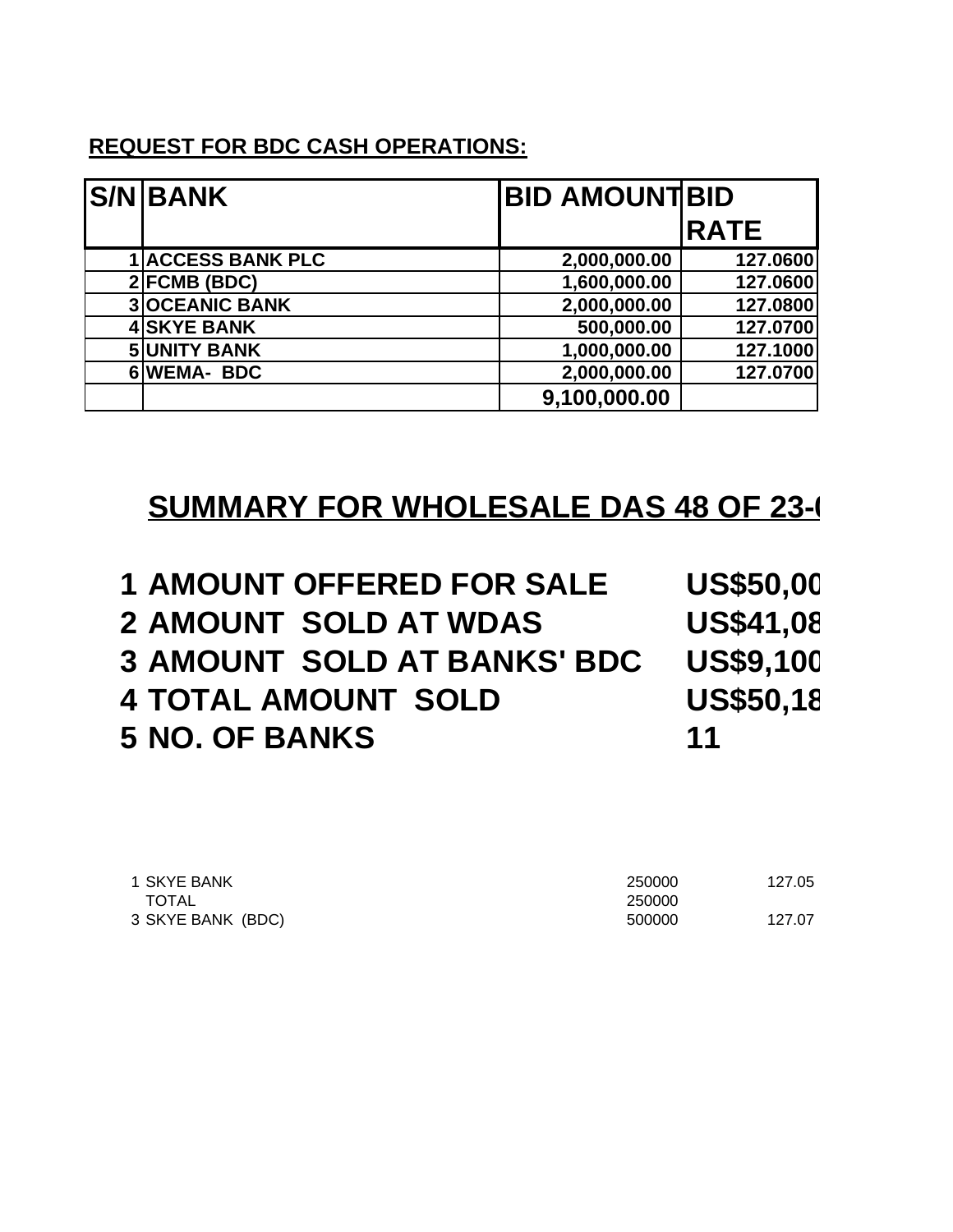**REQUEST FOR BDC CASH OPERATIONS:**

| S/N | BANK | BID AMOUNT | BID RATE |
|---|---|---|---|
| 1 | ACCESS BANK PLC | 2,000,000.00 | 127.0600 |
| 2 | FCMB (BDC) | 1,600,000.00 | 127.0600 |
| 3 | OCEANIC BANK | 2,000,000.00 | 127.0800 |
| 4 | SKYE BANK | 500,000.00 | 127.0700 |
| 5 | UNITY BANK | 1,000,000.00 | 127.1000 |
| 6 | WEMA- BDC | 2,000,000.00 | 127.0700 |
| | | 9,100,000.00 | |

## SUMMARY FOR WHOLESALE DAS 48 OF 23-(

| | | |
|---|---|---|
| 1 | AMOUNT OFFERED FOR SALE | US$50,00 |
| 2 | AMOUNT SOLD AT WDAS | US$41,08 |
| 3 | AMOUNT SOLD AT BANKS' BDC | US$9,100 |
| 4 | TOTAL AMOUNT SOLD | US$50,18 |
| 5 | NO. OF BANKS | 11 |

| | | | |
|---|---|---|---|
| 1 | SKYE BANK | 250000 | 127.05 |
| | TOTAL | 250000 | |
| 3 | SKYE BANK (BDC) | 500000 | 127.07 |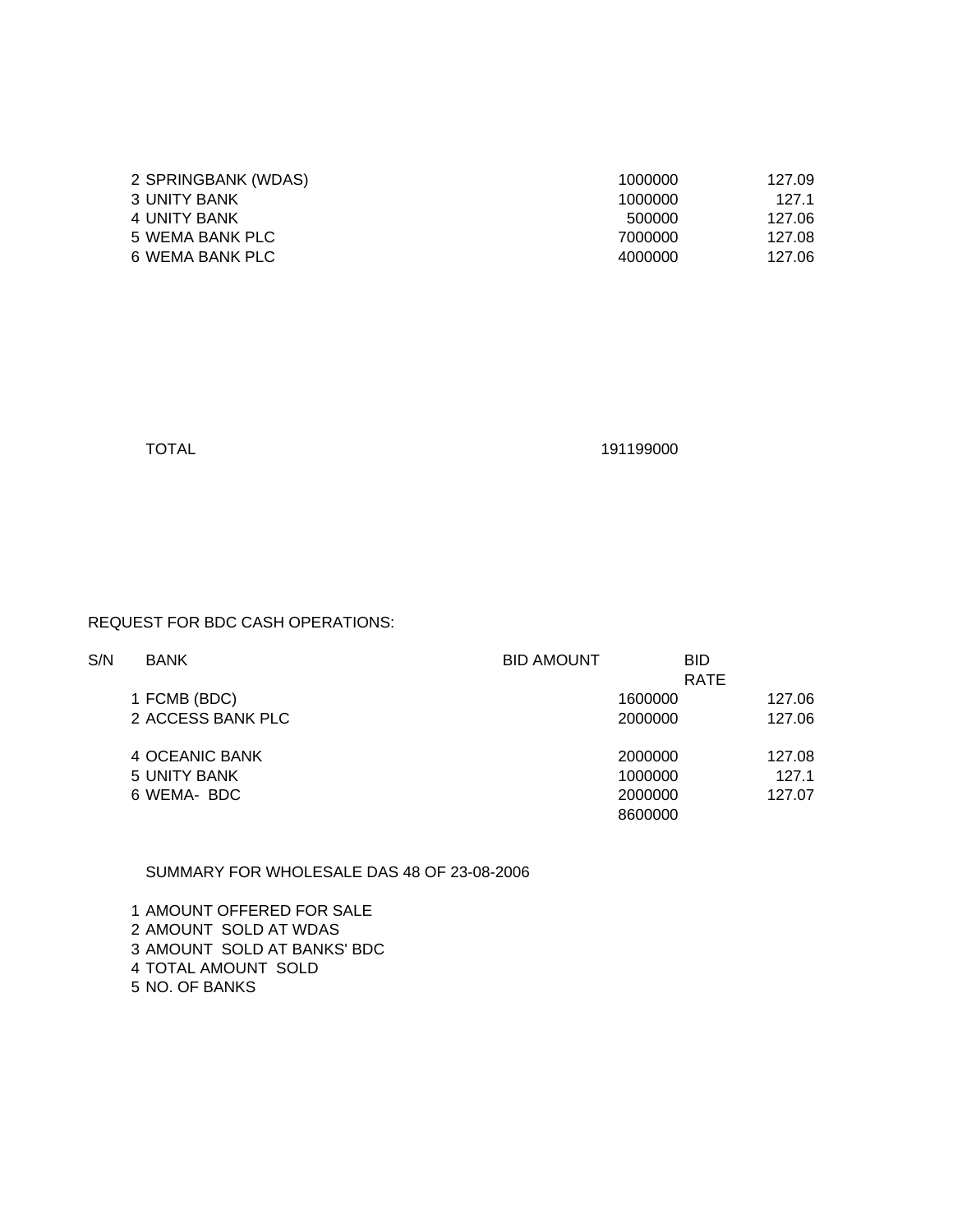| | | | |
|---|---|---|---|
| 2 | SPRINGBANK (WDAS) | 1000000 | 127.09 |
| 3 | UNITY BANK | 1000000 | 127.1 |
| 4 | UNITY BANK | 500000 | 127.06 |
| 5 | WEMA BANK PLC | 7000000 | 127.08 |
| 6 | WEMA BANK PLC | 4000000 | 127.06 |
| | TOTAL | 191199000 | |

REQUEST FOR BDC CASH OPERATIONS:

| S/N | BANK | BID AMOUNT | BID RATE |
|---|---|---|---|
| 1 | FCMB (BDC) | 1600000 | 127.06 |
| 2 | ACCESS BANK PLC | 2000000 | 127.06 |
| | | | |
| 4 | OCEANIC BANK | 2000000 | 127.08 |
| 5 | UNITY BANK | 1000000 | 127.1 |
| 6 | WEMA- BDC | 2000000 | 127.07 |
| | | 8600000 | |

SUMMARY FOR WHOLESALE DAS 48 OF 23-08-2006

1 AMOUNT OFFERED FOR SALE
2 AMOUNT SOLD AT WDAS
3 AMOUNT SOLD AT BANKS' BDC
4 TOTAL AMOUNT SOLD
5 NO. OF BANKS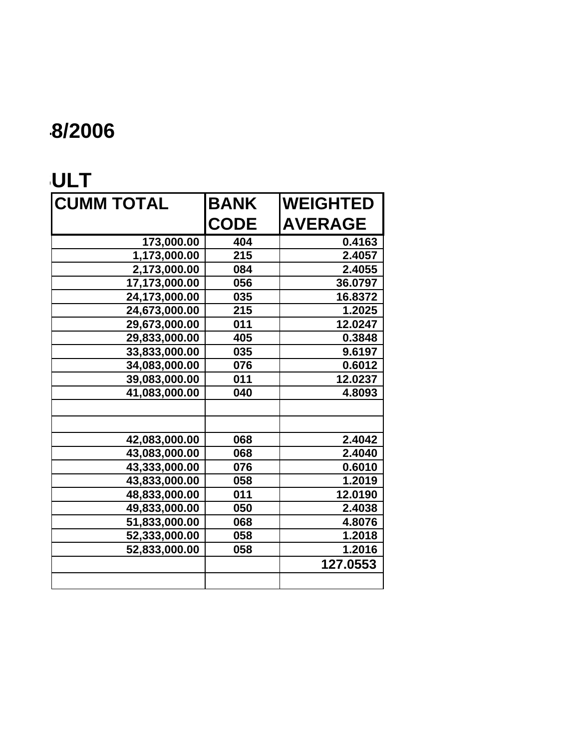# 8/2006

# ULT

| CUMM TOTAL | BANK CODE | WEIGHTED AVERAGE |
|---|---|---|
| 173,000.00 | 404 | 0.4163 |
| 1,173,000.00 | 215 | 2.4057 |
| 2,173,000.00 | 084 | 2.4055 |
| 17,173,000.00 | 056 | 36.0797 |
| 24,173,000.00 | 035 | 16.8372 |
| 24,673,000.00 | 215 | 1.2025 |
| 29,673,000.00 | 011 | 12.0247 |
| 29,833,000.00 | 405 | 0.3848 |
| 33,833,000.00 | 035 | 9.6197 |
| 34,083,000.00 | 076 | 0.6012 |
| 39,083,000.00 | 011 | 12.0237 |
| 41,083,000.00 | 040 | 4.8093 |
| | | |
| | | |
| 42,083,000.00 | 068 | 2.4042 |
| 43,083,000.00 | 068 | 2.4040 |
| 43,333,000.00 | 076 | 0.6010 |
| 43,833,000.00 | 058 | 1.2019 |
| 48,833,000.00 | 011 | 12.0190 |
| 49,833,000.00 | 050 | 2.4038 |
| 51,833,000.00 | 068 | 4.8076 |
| 52,333,000.00 | 058 | 1.2018 |
| 52,833,000.00 | 058 | 1.2016 |
| | | 127.0553 |
| | | |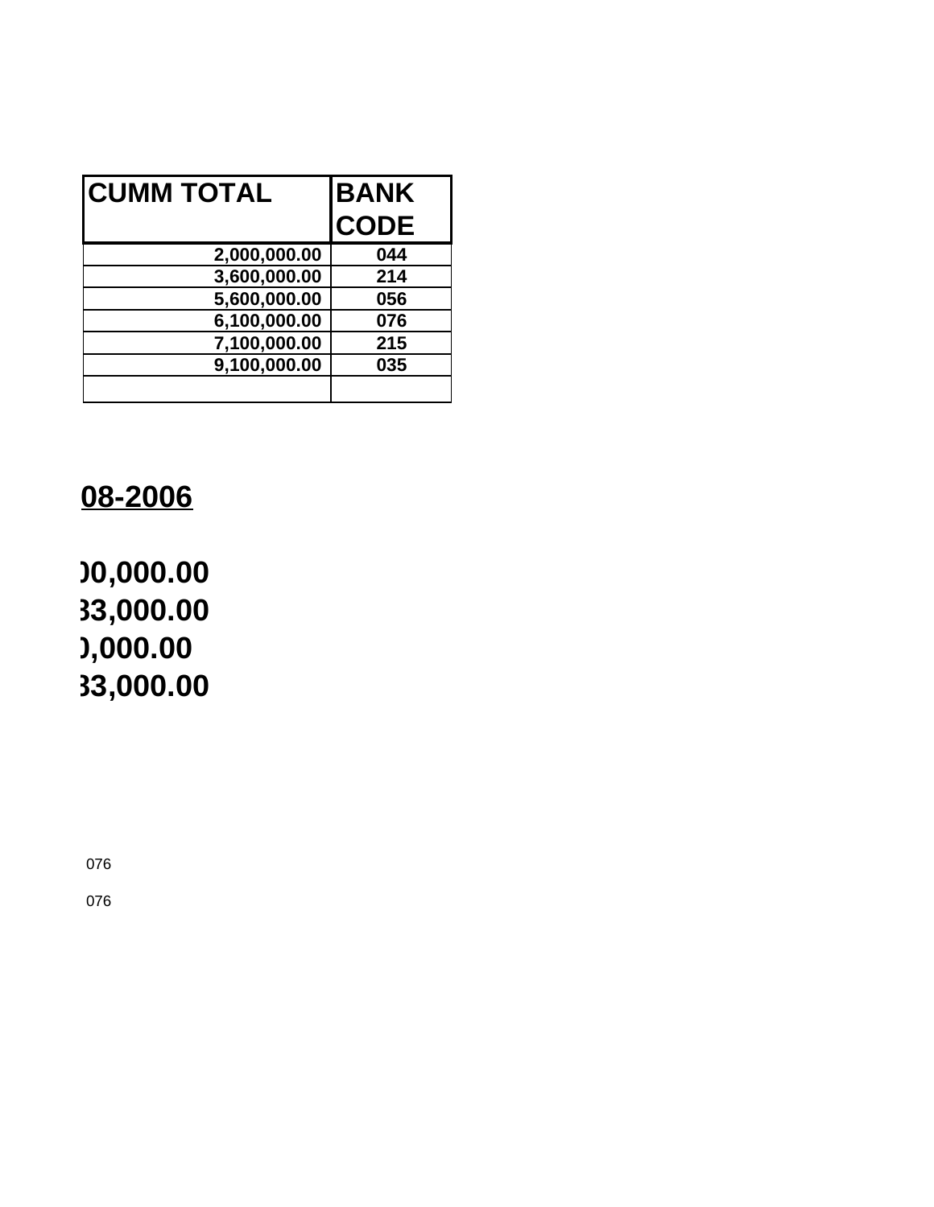| CUMM TOTAL | BANK CODE |
|---|---|
| 2,000,000.00 | 044 |
| 3,600,000.00 | 214 |
| 5,600,000.00 | 056 |
| 6,100,000.00 | 076 |
| 7,100,000.00 | 215 |
| 9,100,000.00 | 035 |
| | |

**08-2006**

**)0,000.00**
**33,000.00**
**),000.00**
**33,000.00**

076

076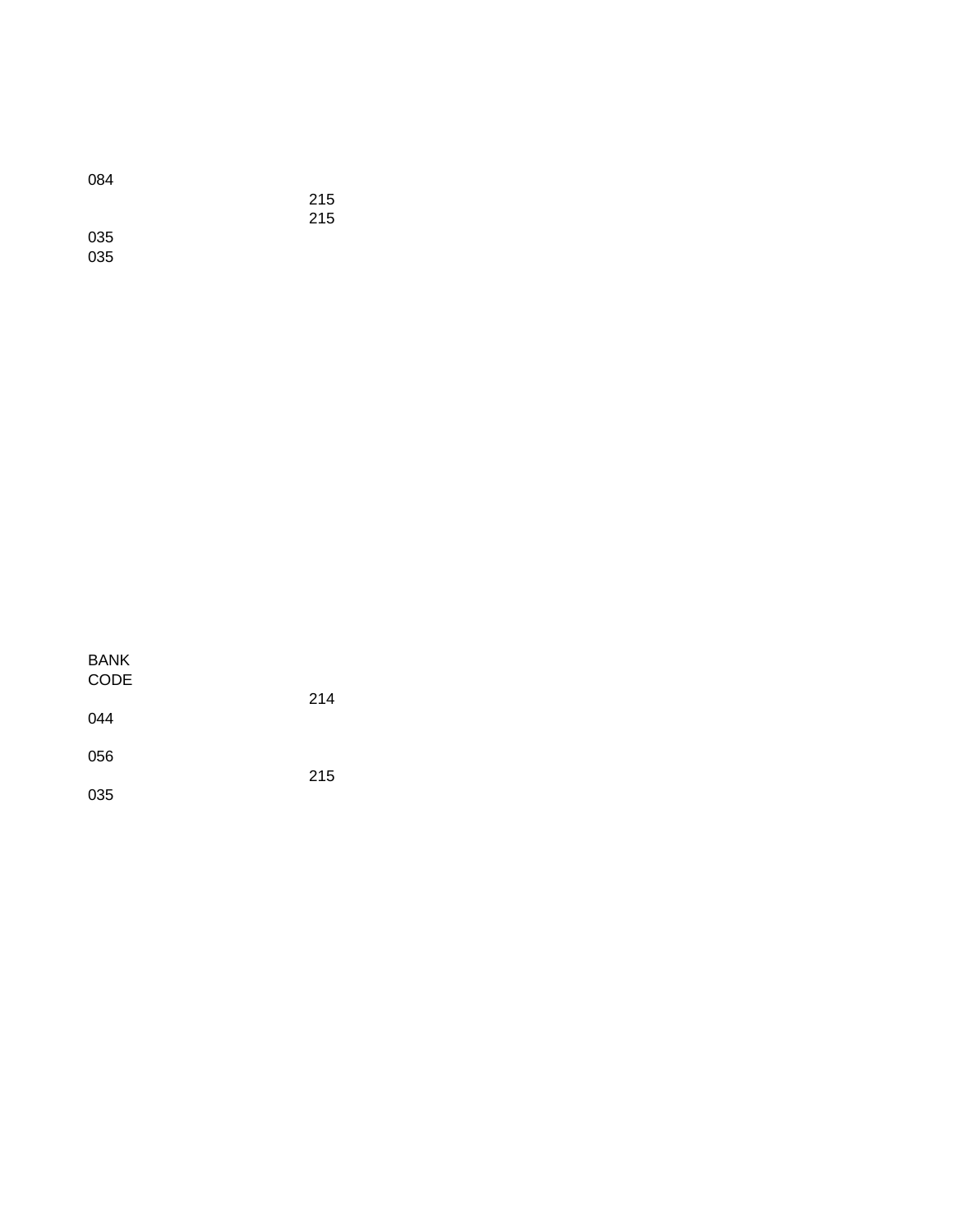| | |
|---|---|
| 084 | |
| | 215 |
| | 215 |
| 035 | |
| 035 | |

| BANK CODE | |
|---|---|
| | 214 |
| 044 | |
| 056 | |
| | 215 |
| 035 | |